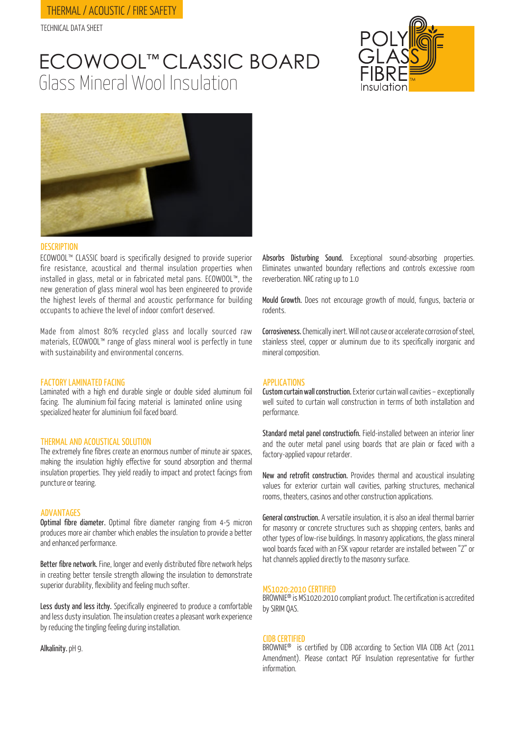THERMAL / ACOUSTIC / FIRE SAFETY

TECHNICAL DATA SHEET

# ECOWOOL™ CLASSIC BOARD
## Glass Mineral Wool Insulation

POLY GLASS FIBRE Insulation

### DESCRIPTION

ECOWOOL™ CLASSIC board is specifically designed to provide superior fire resistance, acoustical and thermal insulation properties when installed in glass, metal or in fabricated metal pans. ECOWOOL™, the new generation of glass mineral wool has been engineered to provide the highest levels of thermal and acoustic performance for building occupants to achieve the level of indoor comfort deserved.

Made from almost 80% recycled glass and locally sourced raw materials, ECOWOOL™ range of glass mineral wool is perfectly in tune with sustainability and environmental concerns.

### FACTORY LAMINATED FACING

Laminated with a high end durable single or double sided aluminum foil facing. The aluminium foil facing material is laminated online using specialized heater for aluminium foil faced board.

### THERMAL AND ACOUSTICAL SOLUTION

The extremely fine fibres create an enormous number of minute air spaces, making the insulation highly effective for sound absorption and thermal insulation properties. They yield readily to impact and protect facings from puncture or tearing.

### ADVANTAGES

**Optimal fibre diameter.** Optimal fibre diameter ranging from 4-5 micron produces more air chamber which enables the insulation to provide a better and enhanced performance.

**Better fibre network.** Fine, longer and evenly distributed fibre network helps in creating better tensile strength allowing the insulation to demonstrate superior durability, flexibility and feeling much softer.

**Less dusty and less itchy.** Specifically engineered to produce a comfortable and less dusty insulation. The insulation creates a pleasant work experience by reducing the tingling feeling during installation.

**Alkalinity.** pH 9.

**Absorbs Disturbing Sound.** Exceptional sound-absorbing properties. Eliminates unwanted boundary reflections and controls excessive room reverberation. NRC rating up to 1.0

**Mould Growth.** Does not encourage growth of mould, fungus, bacteria or rodents.

**Corrosiveness.** Chemically inert. Will not cause or accelerate corrosion of steel, stainless steel, copper or aluminum due to its specifically inorganic and mineral composition.

### APPLICATIONS

**Custom curtain wall construction.** Exterior curtain wall cavities – exceptionally well suited to curtain wall construction in terms of both installation and performance.

**Standard metal panel constructiofn.** Field-installed between an interior liner and the outer metal panel using boards that are plain or faced with a factory-applied vapour retarder.

**New and retrofit construction.** Provides thermal and acoustical insulating values for exterior curtain wall cavities, parking structures, mechanical rooms, theaters, casinos and other construction applications.

**General construction.** A versatile insulation, it is also an ideal thermal barrier for masonry or concrete structures such as shopping centers, banks and other types of low-rise buildings. In masonry applications, the glass mineral wool boards faced with an FSK vapour retarder are installed between "Z" or hat channels applied directly to the masonry surface.

### MS1020:2010 CERTIFIED

BROWNIE® is MS1020:2010 compliant product. The certification is accredited by SIRIM QAS.

### CIDB CERTIFIED

BROWNIE® is certified by CIDB according to Section VIIA CIDB Act (2011 Amendment). Please contact PGF Insulation representative for further information.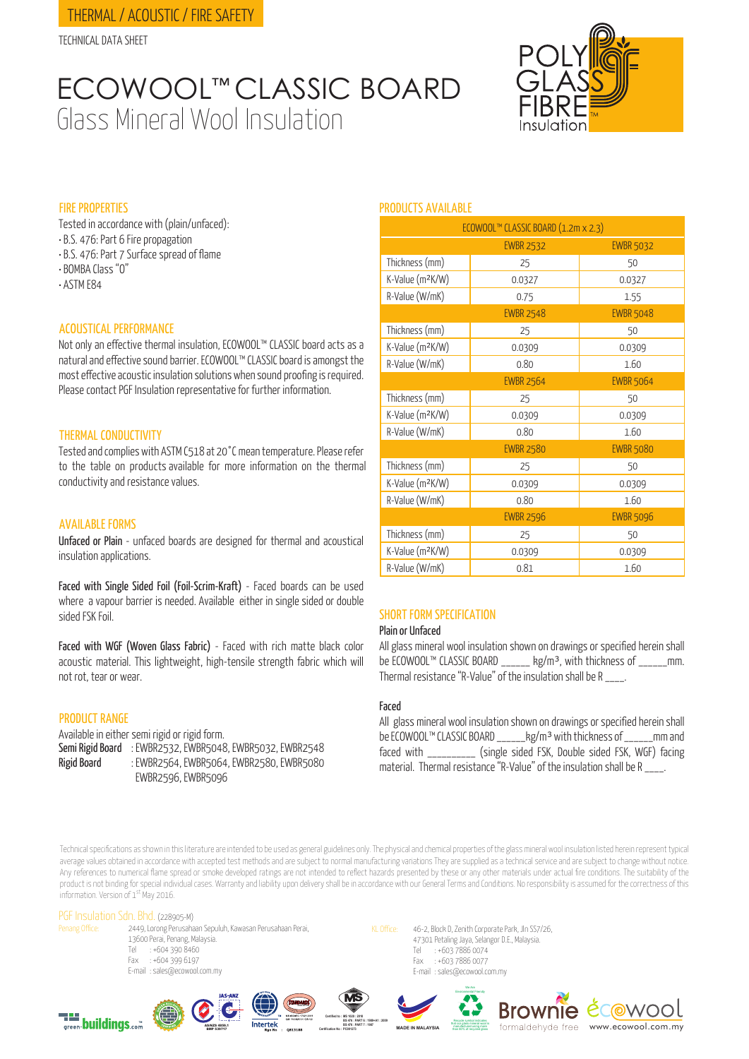THERMAL / ACOUSTIC / FIRE SAFETY

TECHNICAL DATA SHEET

# ECOWOOL™ CLASSIC BOARD
## Glass Mineral Wool Insulation

POLY GLASS FIBRE™ Insulation

### FIRE PROPERTIES

Tested in accordance with (plain/unfaced):
- B.S. 476: Part 6 Fire propagation
- B.S. 476: Part 7 Surface spread of flame
- BOMBA Class "0"
- ASTM E84

### ACOUSTICAL PERFORMANCE

Not only an effective thermal insulation, ECOWOOL™ CLASSIC board acts as a natural and effective sound barrier. ECOWOOL™ CLASSIC board is amongst the most effective acoustic insulation solutions when sound proofing is required. Please contact PGF Insulation representative for further information.

### THERMAL CONDUCTIVITY

Tested and complies with ASTM C518 at 20˚C mean temperature. Please refer to the table on products available for more information on the thermal conductivity and resistance values.

### AVAILABLE FORMS

**Unfaced or Plain** - unfaced boards are designed for thermal and acoustical insulation applications.

**Faced with Single Sided Foil (Foil-Scrim-Kraft)** - Faced boards can be used where a vapour barrier is needed. Available either in single sided or double sided FSK Foil.

**Faced with WGF (Woven Glass Fabric)** - Faced with rich matte black color acoustic material. This lightweight, high-tensile strength fabric which will not rot, tear or wear.

### PRODUCT RANGE

Available in either semi rigid or rigid form.

**Semi Rigid Board** : EWBR2532, EWBR5048, EWBR5032, EWBR2548

**Rigid Board** : EWBR2564, EWBR5064, EWBR2580, EWBR5080, EWBR2596, EWBR5096

### PRODUCTS AVAILABLE

| ECOWOOL™ CLASSIC BOARD (1.2m x 2.3) | | |
|---|---|---|
| | EWBR 2532 | EWBR 5032 |
| Thickness (mm) | 25 | 50 |
| K-Value (m²K/W) | 0.0327 | 0.0327 |
| R-Value (W/mK) | 0.75 | 1.55 |
| | EWBR 2548 | EWBR 5048 |
| Thickness (mm) | 25 | 50 |
| K-Value (m²K/W) | 0.0309 | 0.0309 |
| R-Value (W/mK) | 0.80 | 1.60 |
| | EWBR 2564 | EWBR 5064 |
| Thickness (mm) | 25 | 50 |
| K-Value (m²K/W) | 0.0309 | 0.0309 |
| R-Value (W/mK) | 0.80 | 1.60 |
| | EWBR 2580 | EWBR 5080 |
| Thickness (mm) | 25 | 50 |
| K-Value (m²K/W) | 0.0309 | 0.0309 |
| R-Value (W/mK) | 0.80 | 1.60 |
| | EWBR 2596 | EWBR 5096 |
| Thickness (mm) | 25 | 50 |
| K-Value (m²K/W) | 0.0309 | 0.0309 |
| R-Value (W/mK) | 0.81 | 1.60 |

### SHORT FORM SPECIFICATION

**Plain or Unfaced**

All glass mineral wool insulation shown on drawings or specified herein shall be ECOWOOL™ CLASSIC BOARD _____ kg/m³, with thickness of _____mm. Thermal resistance "R-Value" of the insulation shall be R ____.

**Faced**

All glass mineral wool insulation shown on drawings or specified herein shall be ECOWOOL™ CLASSIC BOARD _____kg/m³ with thickness of _____mm and faced with _________ (single sided FSK, Double sided FSK, WGF) facing material. Thermal resistance "R-Value" of the insulation shall be R ____.

Technical specifications as shown in this literature are intended to be used as general guidelines only. The physical and chemical properties of the glass mineral wool insulation listed herein represent typical average values obtained in accordance with accepted test methods and are subject to normal manufacturing variations They are supplied as a technical service and are subject to change without notice. Any references to numerical flame spread or smoke developed ratings are not intended to reflect hazards presented by these or any other materials under actual fire conditions. The suitability of the product is not binding for special individual cases. Warranty and liability upon delivery shall be in accordance with our General Terms and Conditions. No responsibility is assumed for the correctness of this information. Version of 1st May 2016.

PGF Insulation Sdn. Bhd. (228905-M)

Penang Office: 2449, Lorong Perusahaan Sepuluh, Kawasan Perusahaan Perai, 13600 Perai, Penang, Malaysia.
Tel : +604 390 8460
Fax : +604 399 6197
E-mail : sales@ecowool.com.my

KL Office: 46-2, Block D, Zenith Corporate Park, Jln SS7/26, 47301 Petaling Jaya, Selangor D.E., Malaysia.
Tel : +603 7886 0074
Fax : +603 7886 0077
E-mail : sales@ecowool.com.my

green-buildings.com | JAS-ANZ | Intertek | MS | MADE IN MALAYSIA | Brownie formaldehyde free | ecowool www.ecowool.com.my